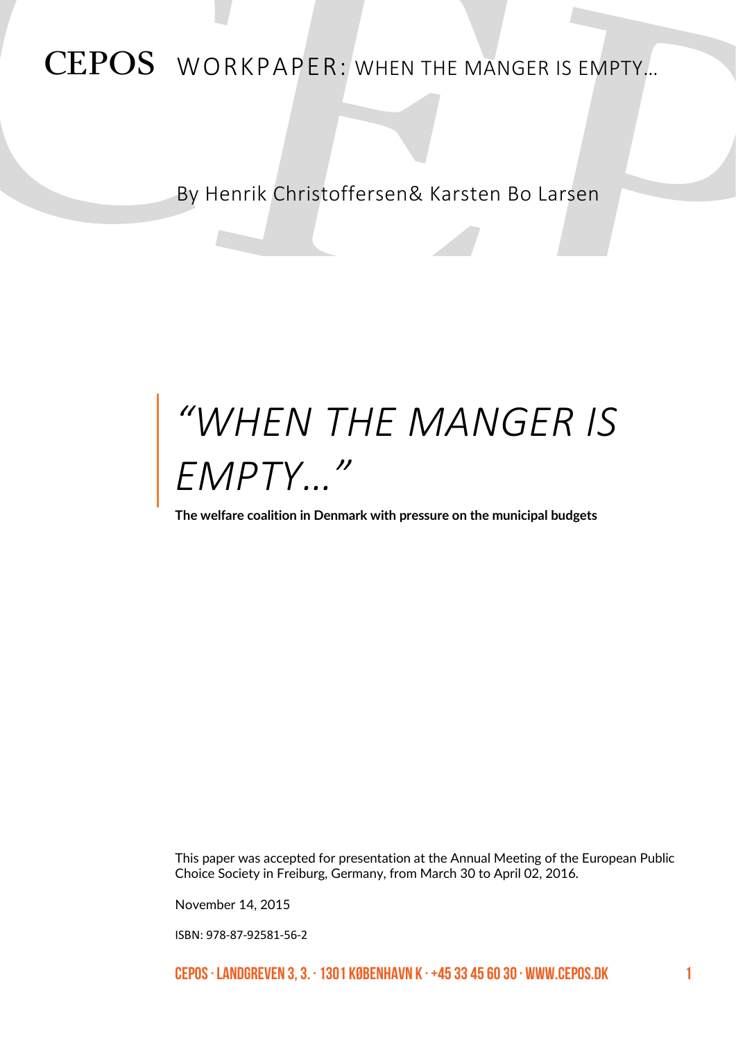# CEPOS WORKPAPER: WHEN THE MANGER IS EMPTY…

By Henrik Christoffersen& Karsten Bo Larsen

# *"WHEN THE MANGER IS EMPTY…"*

**The welfare coalition in Denmark with pressure on the municipal budgets**

This paper was accepted for presentation at the Annual Meeting of the European Public Choice Society in Freiburg, Germany, from March 30 to April 02, 2016.

November 14, 2015

ISBN: 978-87-92581-56-2

CEPOS · LANDGREVEN 3, 3. · 1301 KØBENHAVN K · +45 33 45 60 30 · WWW.CEPOS.DK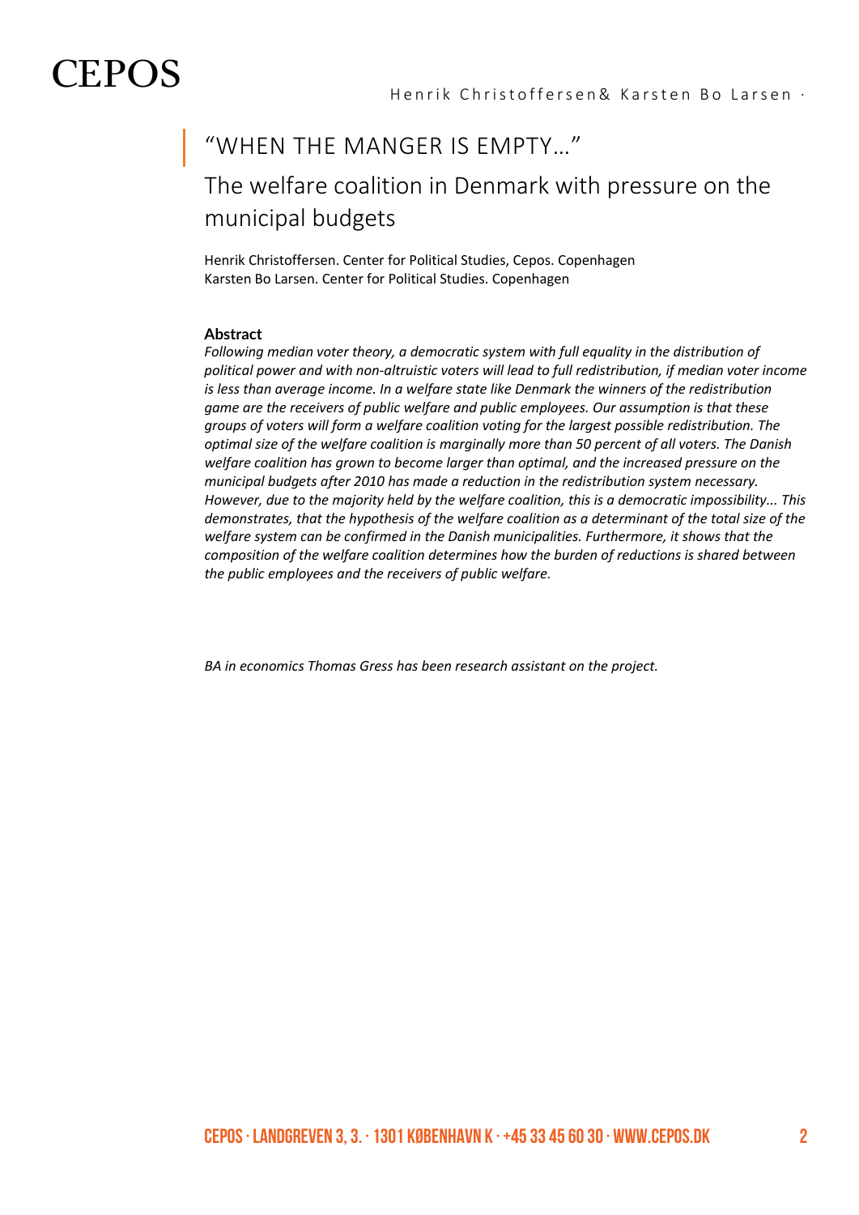# "WHEN THE MANGER IS EMPTY…"

## The welfare coalition in Denmark with pressure on the municipal budgets

Henrik Christoffersen. Center for Political Studies, Cepos. Copenhagen
Karsten Bo Larsen. Center for Political Studies. Copenhagen

**Abstract**

*Following median voter theory, a democratic system with full equality in the distribution of political power and with non-altruistic voters will lead to full redistribution, if median voter income is less than average income. In a welfare state like Denmark the winners of the redistribution game are the receivers of public welfare and public employees. Our assumption is that these groups of voters will form a welfare coalition voting for the largest possible redistribution. The optimal size of the welfare coalition is marginally more than 50 percent of all voters. The Danish welfare coalition has grown to become larger than optimal, and the increased pressure on the municipal budgets after 2010 has made a reduction in the redistribution system necessary. However, due to the majority held by the welfare coalition, this is a democratic impossibility... This demonstrates, that the hypothesis of the welfare coalition as a determinant of the total size of the welfare system can be confirmed in the Danish municipalities. Furthermore, it shows that the composition of the welfare coalition determines how the burden of reductions is shared between the public employees and the receivers of public welfare.*

*BA in economics Thomas Gress has been research assistant on the project.*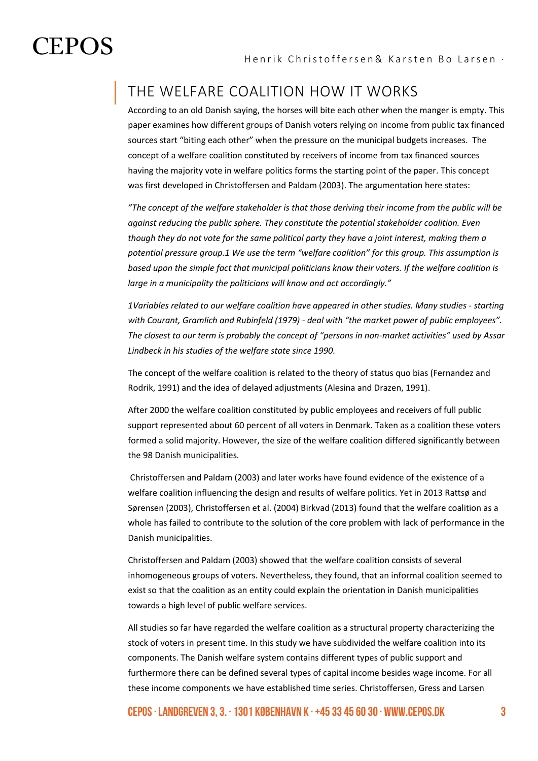## THE WELFARE COALITION HOW IT WORKS

According to an old Danish saying, the horses will bite each other when the manger is empty. This paper examines how different groups of Danish voters relying on income from public tax financed sources start "biting each other" when the pressure on the municipal budgets increases. The concept of a welfare coalition constituted by receivers of income from tax financed sources having the majority vote in welfare politics forms the starting point of the paper. This concept was first developed in Christoffersen and Paldam (2003). The argumentation here states:

*"The concept of the welfare stakeholder is that those deriving their income from the public will be against reducing the public sphere. They constitute the potential stakeholder coalition. Even though they do not vote for the same political party they have a joint interest, making them a potential pressure group.1 We use the term "welfare coalition" for this group. This assumption is based upon the simple fact that municipal politicians know their voters. If the welfare coalition is large in a municipality the politicians will know and act accordingly."*

*1Variables related to our welfare coalition have appeared in other studies. Many studies - starting with Courant, Gramlich and Rubinfeld (1979) - deal with "the market power of public employees". The closest to our term is probably the concept of "persons in non-market activities" used by Assar Lindbeck in his studies of the welfare state since 1990.*

The concept of the welfare coalition is related to the theory of status quo bias (Fernandez and Rodrik, 1991) and the idea of delayed adjustments (Alesina and Drazen, 1991).

After 2000 the welfare coalition constituted by public employees and receivers of full public support represented about 60 percent of all voters in Denmark. Taken as a coalition these voters formed a solid majority. However, the size of the welfare coalition differed significantly between the 98 Danish municipalities.

Christoffersen and Paldam (2003) and later works have found evidence of the existence of a welfare coalition influencing the design and results of welfare politics. Yet in 2013 Rattsø and Sørensen (2003), Christoffersen et al. (2004) Birkvad (2013) found that the welfare coalition as a whole has failed to contribute to the solution of the core problem with lack of performance in the Danish municipalities.

Christoffersen and Paldam (2003) showed that the welfare coalition consists of several inhomogeneous groups of voters. Nevertheless, they found, that an informal coalition seemed to exist so that the coalition as an entity could explain the orientation in Danish municipalities towards a high level of public welfare services.

All studies so far have regarded the welfare coalition as a structural property characterizing the stock of voters in present time. In this study we have subdivided the welfare coalition into its components. The Danish welfare system contains different types of public support and furthermore there can be defined several types of capital income besides wage income. For all these income components we have established time series. Christoffersen, Gress and Larsen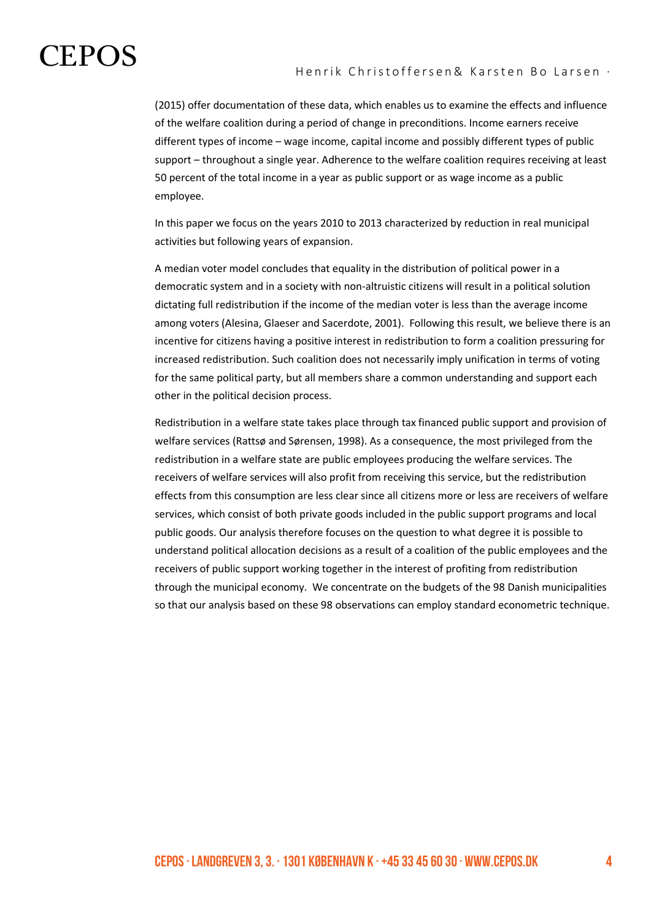(2015) offer documentation of these data, which enables us to examine the effects and influence of the welfare coalition during a period of change in preconditions. Income earners receive different types of income – wage income, capital income and possibly different types of public support – throughout a single year. Adherence to the welfare coalition requires receiving at least 50 percent of the total income in a year as public support or as wage income as a public employee.

In this paper we focus on the years 2010 to 2013 characterized by reduction in real municipal activities but following years of expansion.

A median voter model concludes that equality in the distribution of political power in a democratic system and in a society with non-altruistic citizens will result in a political solution dictating full redistribution if the income of the median voter is less than the average income among voters (Alesina, Glaeser and Sacerdote, 2001). Following this result, we believe there is an incentive for citizens having a positive interest in redistribution to form a coalition pressuring for increased redistribution. Such coalition does not necessarily imply unification in terms of voting for the same political party, but all members share a common understanding and support each other in the political decision process.

Redistribution in a welfare state takes place through tax financed public support and provision of welfare services (Rattsø and Sørensen, 1998). As a consequence, the most privileged from the redistribution in a welfare state are public employees producing the welfare services. The receivers of welfare services will also profit from receiving this service, but the redistribution effects from this consumption are less clear since all citizens more or less are receivers of welfare services, which consist of both private goods included in the public support programs and local public goods. Our analysis therefore focuses on the question to what degree it is possible to understand political allocation decisions as a result of a coalition of the public employees and the receivers of public support working together in the interest of profiting from redistribution through the municipal economy. We concentrate on the budgets of the 98 Danish municipalities so that our analysis based on these 98 observations can employ standard econometric technique.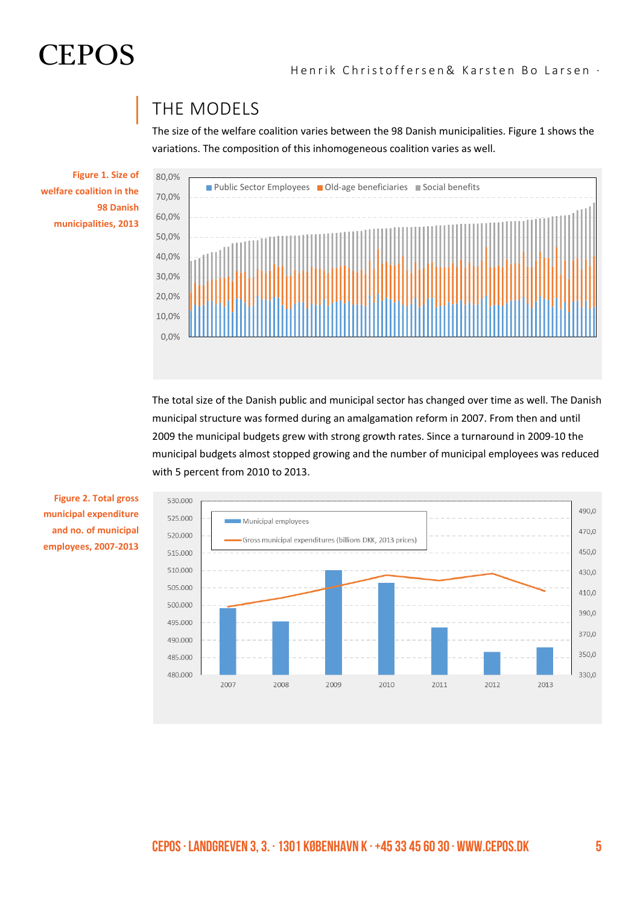## THE MODELS

The size of the welfare coalition varies between the 98 Danish municipalities. Figure 1 shows the variations. The composition of this inhomogeneous coalition varies as well.

**Figure 1. Size of welfare coalition in the 98 Danish municipalities, 2013**

The total size of the Danish public and municipal sector has changed over time as well. The Danish municipal structure was formed during an amalgamation reform in 2007. From then and until 2009 the municipal budgets grew with strong growth rates. Since a turnaround in 2009-10 the municipal budgets almost stopped growing and the number of municipal employees was reduced with 5 percent from 2010 to 2013.

**Figure 2. Total gross municipal expenditure and no. of municipal employees, 2007-2013**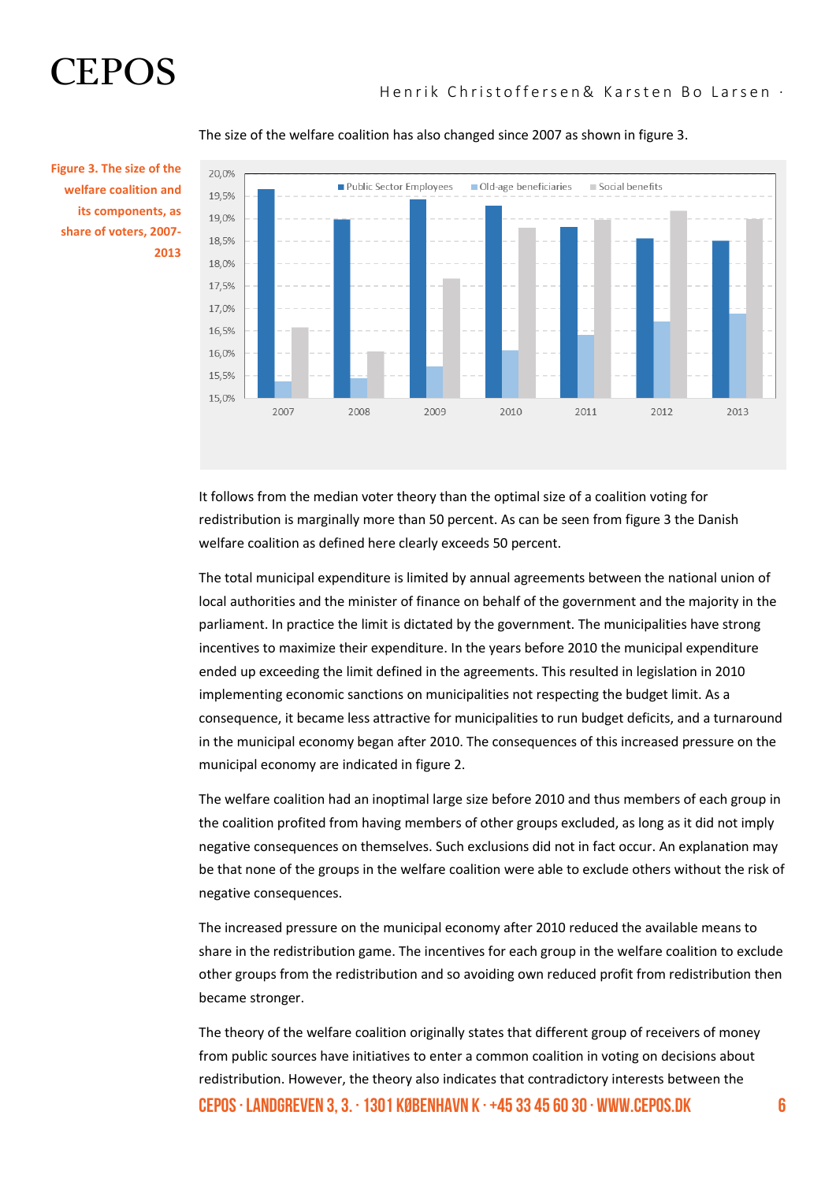The size of the welfare coalition has also changed since 2007 as shown in figure 3.

**Figure 3. The size of the welfare coalition and its components, as share of voters, 2007-2013**

It follows from the median voter theory than the optimal size of a coalition voting for redistribution is marginally more than 50 percent. As can be seen from figure 3 the Danish welfare coalition as defined here clearly exceeds 50 percent.

The total municipal expenditure is limited by annual agreements between the national union of local authorities and the minister of finance on behalf of the government and the majority in the parliament. In practice the limit is dictated by the government. The municipalities have strong incentives to maximize their expenditure. In the years before 2010 the municipal expenditure ended up exceeding the limit defined in the agreements. This resulted in legislation in 2010 implementing economic sanctions on municipalities not respecting the budget limit. As a consequence, it became less attractive for municipalities to run budget deficits, and a turnaround in the municipal economy began after 2010. The consequences of this increased pressure on the municipal economy are indicated in figure 2.

The welfare coalition had an inoptimal large size before 2010 and thus members of each group in the coalition profited from having members of other groups excluded, as long as it did not imply negative consequences on themselves. Such exclusions did not in fact occur. An explanation may be that none of the groups in the welfare coalition were able to exclude others without the risk of negative consequences.

The increased pressure on the municipal economy after 2010 reduced the available means to share in the redistribution game. The incentives for each group in the welfare coalition to exclude other groups from the redistribution and so avoiding own reduced profit from redistribution then became stronger.

The theory of the welfare coalition originally states that different group of receivers of money from public sources have initiatives to enter a common coalition in voting on decisions about redistribution. However, the theory also indicates that contradictory interests between the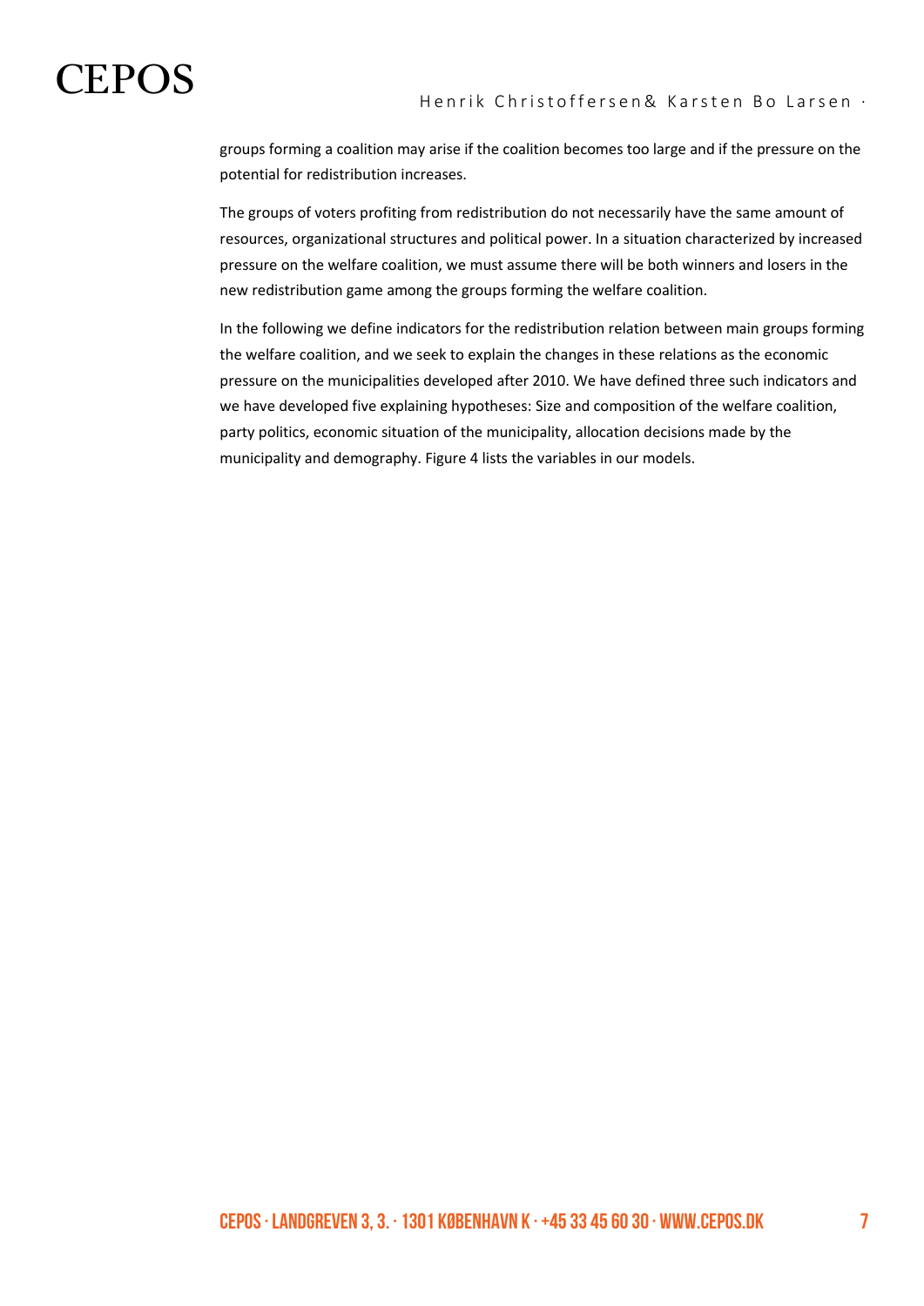groups forming a coalition may arise if the coalition becomes too large and if the pressure on the potential for redistribution increases.

The groups of voters profiting from redistribution do not necessarily have the same amount of resources, organizational structures and political power. In a situation characterized by increased pressure on the welfare coalition, we must assume there will be both winners and losers in the new redistribution game among the groups forming the welfare coalition.

In the following we define indicators for the redistribution relation between main groups forming the welfare coalition, and we seek to explain the changes in these relations as the economic pressure on the municipalities developed after 2010. We have defined three such indicators and we have developed five explaining hypotheses: Size and composition of the welfare coalition, party politics, economic situation of the municipality, allocation decisions made by the municipality and demography. Figure 4 lists the variables in our models.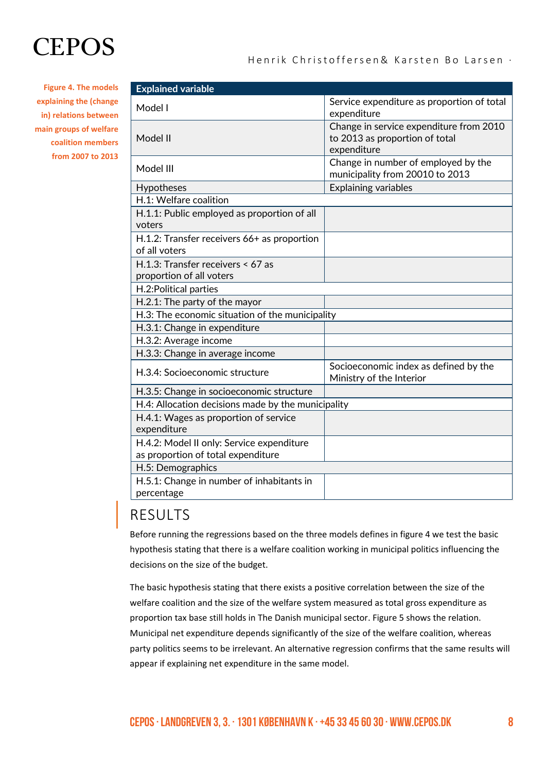Figure 4. The models explaining the (change in) relations between main groups of welfare coalition members from 2007 to 2013

| Explained variable | |
|---|---|
| Model I | Service expenditure as proportion of total expenditure |
| Model II | Change in service expenditure from 2010 to 2013 as proportion of total expenditure |
| Model III | Change in number of employed by the municipality from 20010 to 2013 |
| Hypotheses | Explaining variables |
| H.1: Welfare coalition | |
| H.1.1: Public employed as proportion of all voters | |
| H.1.2: Transfer receivers 66+ as proportion of all voters | |
| H.1.3: Transfer receivers < 67 as proportion of all voters | |
| H.2:Political parties | |
| H.2.1: The party of the mayor | |
| H.3: The economic situation of the municipality | |
| H.3.1: Change in expenditure | |
| H.3.2: Average income | |
| H.3.3: Change in average income | |
| H.3.4: Socioeconomic structure | Socioeconomic index as defined by the Ministry of the Interior |
| H.3.5: Change in socioeconomic structure | |
| H.4: Allocation decisions made by the municipality | |
| H.4.1: Wages as proportion of service expenditure | |
| H.4.2: Model II only: Service expenditure as proportion of total expenditure | |
| H.5: Demographics | |
| H.5.1: Change in number of inhabitants in percentage | |

## RESULTS

Before running the regressions based on the three models defines in figure 4 we test the basic hypothesis stating that there is a welfare coalition working in municipal politics influencing the decisions on the size of the budget.

The basic hypothesis stating that there exists a positive correlation between the size of the welfare coalition and the size of the welfare system measured as total gross expenditure as proportion tax base still holds in The Danish municipal sector. Figure 5 shows the relation. Municipal net expenditure depends significantly of the size of the welfare coalition, whereas party politics seems to be irrelevant. An alternative regression confirms that the same results will appear if explaining net expenditure in the same model.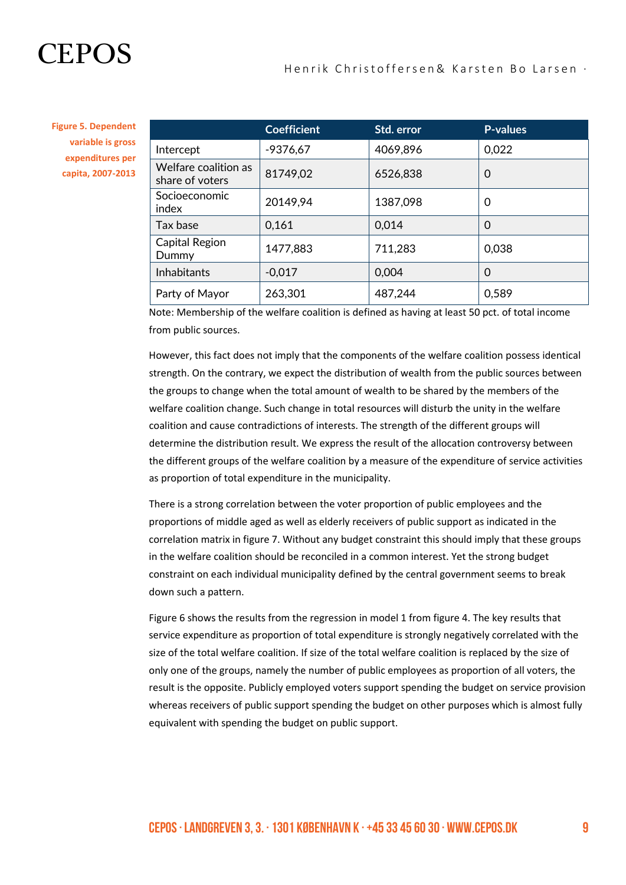**Figure 5. Dependent variable is gross expenditures per capita, 2007-2013**

| | Coefficient | Std. error | P-values |
|---|---|---|---|
| Intercept | -9376,67 | 4069,896 | 0,022 |
| Welfare coalition as share of voters | 81749,02 | 6526,838 | 0 |
| Socioeconomic index | 20149,94 | 1387,098 | 0 |
| Tax base | 0,161 | 0,014 | 0 |
| Capital Region Dummy | 1477,883 | 711,283 | 0,038 |
| Inhabitants | -0,017 | 0,004 | 0 |
| Party of Mayor | 263,301 | 487,244 | 0,589 |

Note: Membership of the welfare coalition is defined as having at least 50 pct. of total income from public sources.

However, this fact does not imply that the components of the welfare coalition possess identical strength. On the contrary, we expect the distribution of wealth from the public sources between the groups to change when the total amount of wealth to be shared by the members of the welfare coalition change. Such change in total resources will disturb the unity in the welfare coalition and cause contradictions of interests. The strength of the different groups will determine the distribution result. We express the result of the allocation controversy between the different groups of the welfare coalition by a measure of the expenditure of service activities as proportion of total expenditure in the municipality.

There is a strong correlation between the voter proportion of public employees and the proportions of middle aged as well as elderly receivers of public support as indicated in the correlation matrix in figure 7. Without any budget constraint this should imply that these groups in the welfare coalition should be reconciled in a common interest. Yet the strong budget constraint on each individual municipality defined by the central government seems to break down such a pattern.

Figure 6 shows the results from the regression in model 1 from figure 4. The key results that service expenditure as proportion of total expenditure is strongly negatively correlated with the size of the total welfare coalition. If size of the total welfare coalition is replaced by the size of only one of the groups, namely the number of public employees as proportion of all voters, the result is the opposite. Publicly employed voters support spending the budget on service provision whereas receivers of public support spending the budget on other purposes which is almost fully equivalent with spending the budget on public support.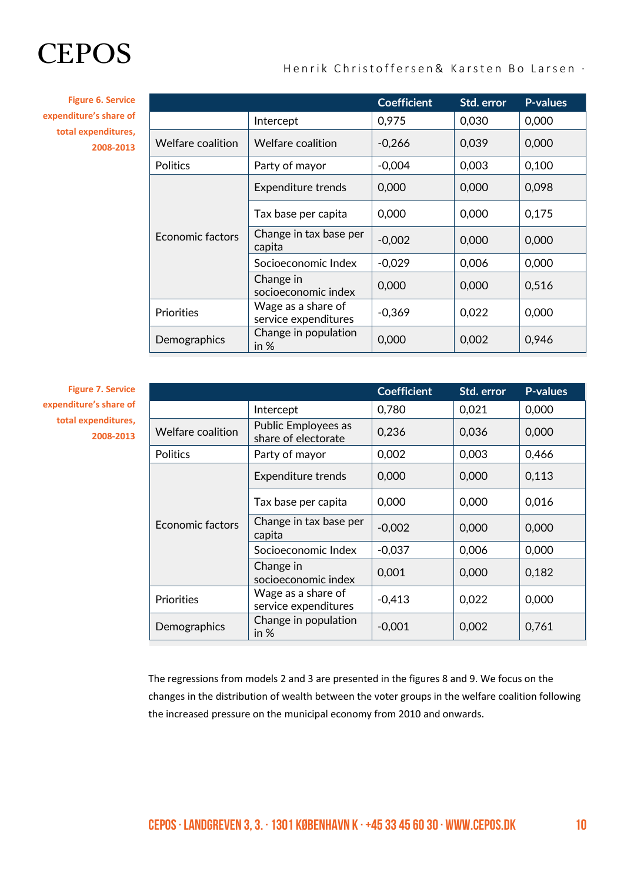**Figure 6. Service expenditure's share of total expenditures, 2008-2013**

| | | Coefficient | Std. error | P-values |
|---|---|---|---|---|
| | Intercept | 0,975 | 0,030 | 0,000 |
| Welfare coalition | Welfare coalition | -0,266 | 0,039 | 0,000 |
| Politics | Party of mayor | -0,004 | 0,003 | 0,100 |
| Economic factors | Expenditure trends | 0,000 | 0,000 | 0,098 |
| | Tax base per capita | 0,000 | 0,000 | 0,175 |
| | Change in tax base per capita | -0,002 | 0,000 | 0,000 |
| | Socioeconomic Index | -0,029 | 0,006 | 0,000 |
| | Change in socioeconomic index | 0,000 | 0,000 | 0,516 |
| Priorities | Wage as a share of service expenditures | -0,369 | 0,022 | 0,000 |
| Demographics | Change in population in % | 0,000 | 0,002 | 0,946 |

**Figure 7. Service expenditure's share of total expenditures, 2008-2013**

| | | Coefficient | Std. error | P-values |
|---|---|---|---|---|
| | Intercept | 0,780 | 0,021 | 0,000 |
| Welfare coalition | Public Employees as share of electorate | 0,236 | 0,036 | 0,000 |
| Politics | Party of mayor | 0,002 | 0,003 | 0,466 |
| Economic factors | Expenditure trends | 0,000 | 0,000 | 0,113 |
| | Tax base per capita | 0,000 | 0,000 | 0,016 |
| | Change in tax base per capita | -0,002 | 0,000 | 0,000 |
| | Socioeconomic Index | -0,037 | 0,006 | 0,000 |
| | Change in socioeconomic index | 0,001 | 0,000 | 0,182 |
| Priorities | Wage as a share of service expenditures | -0,413 | 0,022 | 0,000 |
| Demographics | Change in population in % | -0,001 | 0,002 | 0,761 |

The regressions from models 2 and 3 are presented in the figures 8 and 9. We focus on the changes in the distribution of wealth between the voter groups in the welfare coalition following the increased pressure on the municipal economy from 2010 and onwards.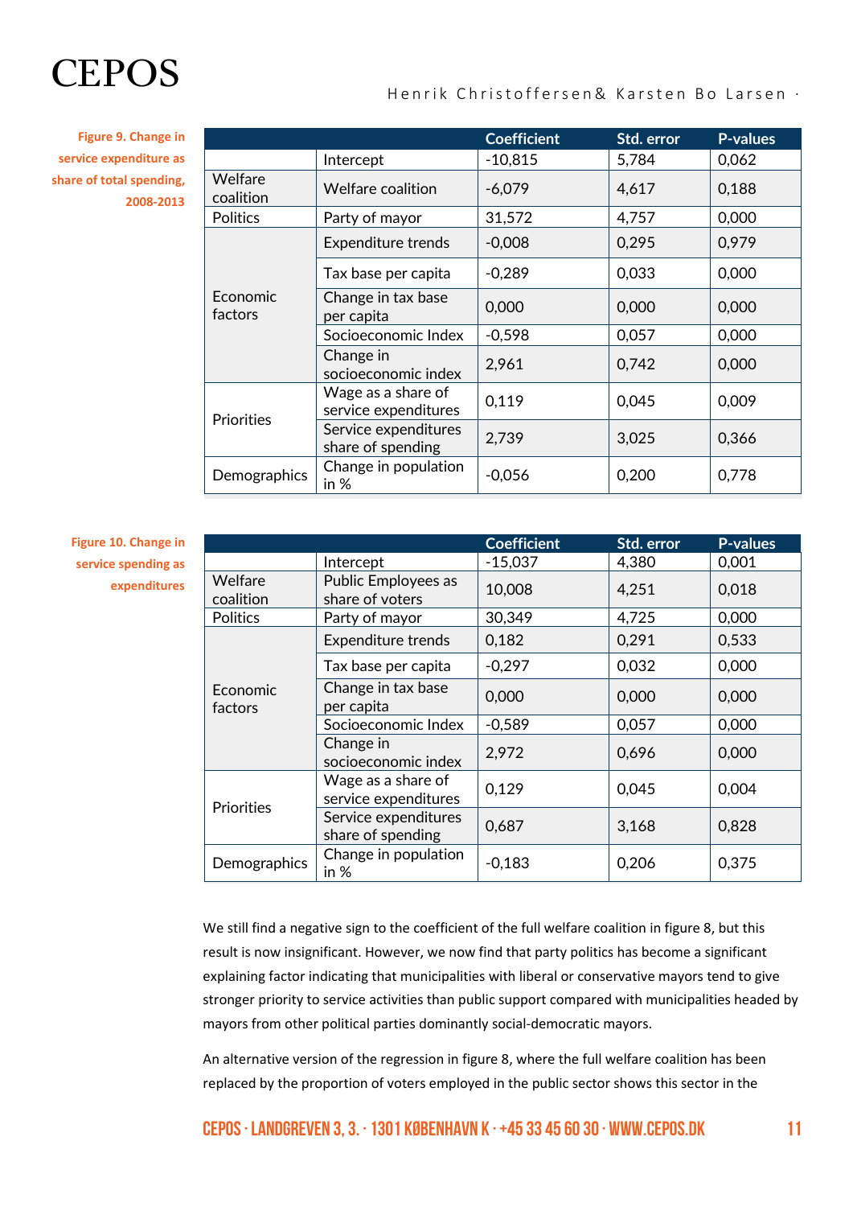**Figure 9. Change in service expenditure as share of total spending, 2008-2013**

| | | Coefficient | Std. error | P-values |
|---|---|---|---|---|
| | Intercept | -10,815 | 5,784 | 0,062 |
| Welfare coalition | Welfare coalition | -6,079 | 4,617 | 0,188 |
| Politics | Party of mayor | 31,572 | 4,757 | 0,000 |
| Economic factors | Expenditure trends | -0,008 | 0,295 | 0,979 |
| | Tax base per capita | -0,289 | 0,033 | 0,000 |
| | Change in tax base per capita | 0,000 | 0,000 | 0,000 |
| | Socioeconomic Index | -0,598 | 0,057 | 0,000 |
| | Change in socioeconomic index | 2,961 | 0,742 | 0,000 |
| Priorities | Wage as a share of service expenditures | 0,119 | 0,045 | 0,009 |
| | Service expenditures share of spending | 2,739 | 3,025 | 0,366 |
| Demographics | Change in population in % | -0,056 | 0,200 | 0,778 |

**Figure 10. Change in service spending as expenditures**

| | | Coefficient | Std. error | P-values |
|---|---|---|---|---|
| | Intercept | -15,037 | 4,380 | 0,001 |
| Welfare coalition | Public Employees as share of voters | 10,008 | 4,251 | 0,018 |
| Politics | Party of mayor | 30,349 | 4,725 | 0,000 |
| Economic factors | Expenditure trends | 0,182 | 0,291 | 0,533 |
| | Tax base per capita | -0,297 | 0,032 | 0,000 |
| | Change in tax base per capita | 0,000 | 0,000 | 0,000 |
| | Socioeconomic Index | -0,589 | 0,057 | 0,000 |
| | Change in socioeconomic index | 2,972 | 0,696 | 0,000 |
| Priorities | Wage as a share of service expenditures | 0,129 | 0,045 | 0,004 |
| | Service expenditures share of spending | 0,687 | 3,168 | 0,828 |
| Demographics | Change in population in % | -0,183 | 0,206 | 0,375 |

We still find a negative sign to the coefficient of the full welfare coalition in figure 8, but this result is now insignificant. However, we now find that party politics has become a significant explaining factor indicating that municipalities with liberal or conservative mayors tend to give stronger priority to service activities than public support compared with municipalities headed by mayors from other political parties dominantly social-democratic mayors.

An alternative version of the regression in figure 8, where the full welfare coalition has been replaced by the proportion of voters employed in the public sector shows this sector in the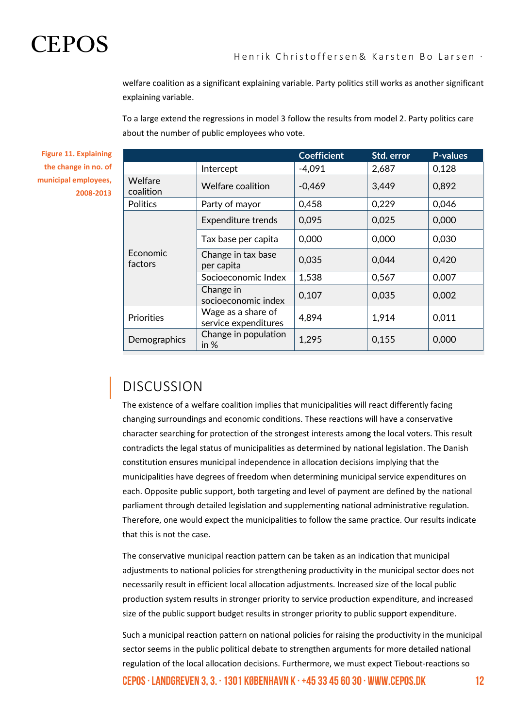welfare coalition as a significant explaining variable. Party politics still works as another significant explaining variable.

To a large extend the regressions in model 3 follow the results from model 2. Party politics care about the number of public employees who vote.

**Figure 11. Explaining the change in no. of municipal employees, 2008-2013**

| | | Coefficient | Std. error | P-values |
|---|---|---|---|---|
| | Intercept | -4,091 | 2,687 | 0,128 |
| Welfare coalition | Welfare coalition | -0,469 | 3,449 | 0,892 |
| Politics | Party of mayor | 0,458 | 0,229 | 0,046 |
| Economic factors | Expenditure trends | 0,095 | 0,025 | 0,000 |
| | Tax base per capita | 0,000 | 0,000 | 0,030 |
| | Change in tax base per capita | 0,035 | 0,044 | 0,420 |
| | Socioeconomic Index | 1,538 | 0,567 | 0,007 |
| | Change in socioeconomic index | 0,107 | 0,035 | 0,002 |
| Priorities | Wage as a share of service expenditures | 4,894 | 1,914 | 0,011 |
| Demographics | Change in population in % | 1,295 | 0,155 | 0,000 |

## DISCUSSION

The existence of a welfare coalition implies that municipalities will react differently facing changing surroundings and economic conditions. These reactions will have a conservative character searching for protection of the strongest interests among the local voters. This result contradicts the legal status of municipalities as determined by national legislation. The Danish constitution ensures municipal independence in allocation decisions implying that the municipalities have degrees of freedom when determining municipal service expenditures on each. Opposite public support, both targeting and level of payment are defined by the national parliament through detailed legislation and supplementing national administrative regulation. Therefore, one would expect the municipalities to follow the same practice. Our results indicate that this is not the case.

The conservative municipal reaction pattern can be taken as an indication that municipal adjustments to national policies for strengthening productivity in the municipal sector does not necessarily result in efficient local allocation adjustments. Increased size of the local public production system results in stronger priority to service production expenditure, and increased size of the public support budget results in stronger priority to public support expenditure.

Such a municipal reaction pattern on national policies for raising the productivity in the municipal sector seems in the public political debate to strengthen arguments for more detailed national regulation of the local allocation decisions. Furthermore, we must expect Tiebout-reactions so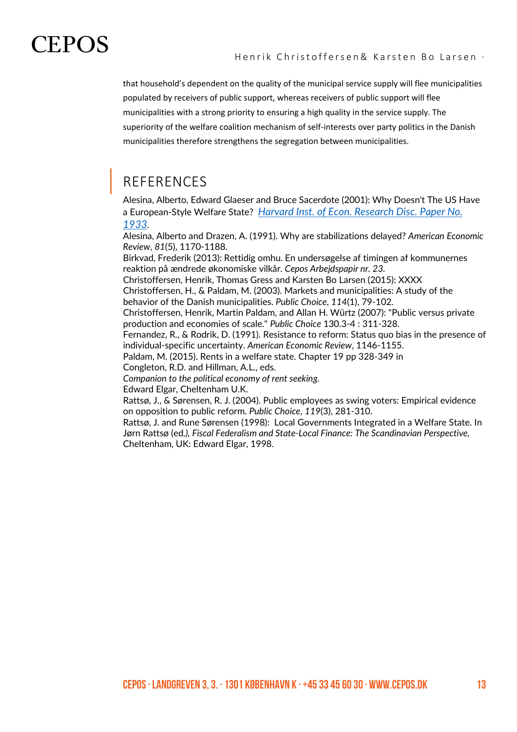that household's dependent on the quality of the municipal service supply will flee municipalities populated by receivers of public support, whereas receivers of public support will flee municipalities with a strong priority to ensuring a high quality in the service supply. The superiority of the welfare coalition mechanism of self-interests over party politics in the Danish municipalities therefore strengthens the segregation between municipalities.

## REFERENCES

Alesina, Alberto, Edward Glaeser and Bruce Sacerdote (2001): Why Doesn't The US Have a European-Style Welfare State? *Harvard Inst. of Econ. Research Disc. Paper No. 1933*.

Alesina, Alberto and Drazen, A. (1991). Why are stabilizations delayed? *American Economic Review*, *81*(5), 1170-1188.

Birkvad, Frederik (2013): Rettidig omhu. En undersøgelse af timingen af kommunernes reaktion på ændrede økonomiske vilkår. *Cepos Arbejdspapir nr. 23.*

Christoffersen, Henrik, Thomas Gress and Karsten Bo Larsen (2015): XXXX

Christoffersen, H., & Paldam, M. (2003). Markets and municipalities: A study of the behavior of the Danish municipalities. *Public Choice*, *114*(1), 79-102.

Christoffersen, Henrik, Martin Paldam, and Allan H. Würtz (2007): "Public versus private production and economies of scale." *Public Choice* 130.3-4 : 311-328.

Fernandez, R., & Rodrik, D. (1991). Resistance to reform: Status quo bias in the presence of individual-specific uncertainty. *American Economic Review*, 1146-1155.

Paldam, M. (2015). Rents in a welfare state. Chapter 19 pp 328-349 in Congleton, R.D. and Hillman, A.L., eds. *Companion to the political economy of rent seeking.* Edward Elgar, Cheltenham U.K.

Rattsø, J., & Sørensen, R. J. (2004). Public employees as swing voters: Empirical evidence on opposition to public reform. *Public Choice*, *119*(3), 281-310.

Rattsø, J. and Rune Sørensen (1998): Local Governments Integrated in a Welfare State. In Jørn Rattsø (ed.), *Fiscal Federalism and State-Local Finance: The Scandinavian Perspective*, Cheltenham, UK: Edward Elgar, 1998.